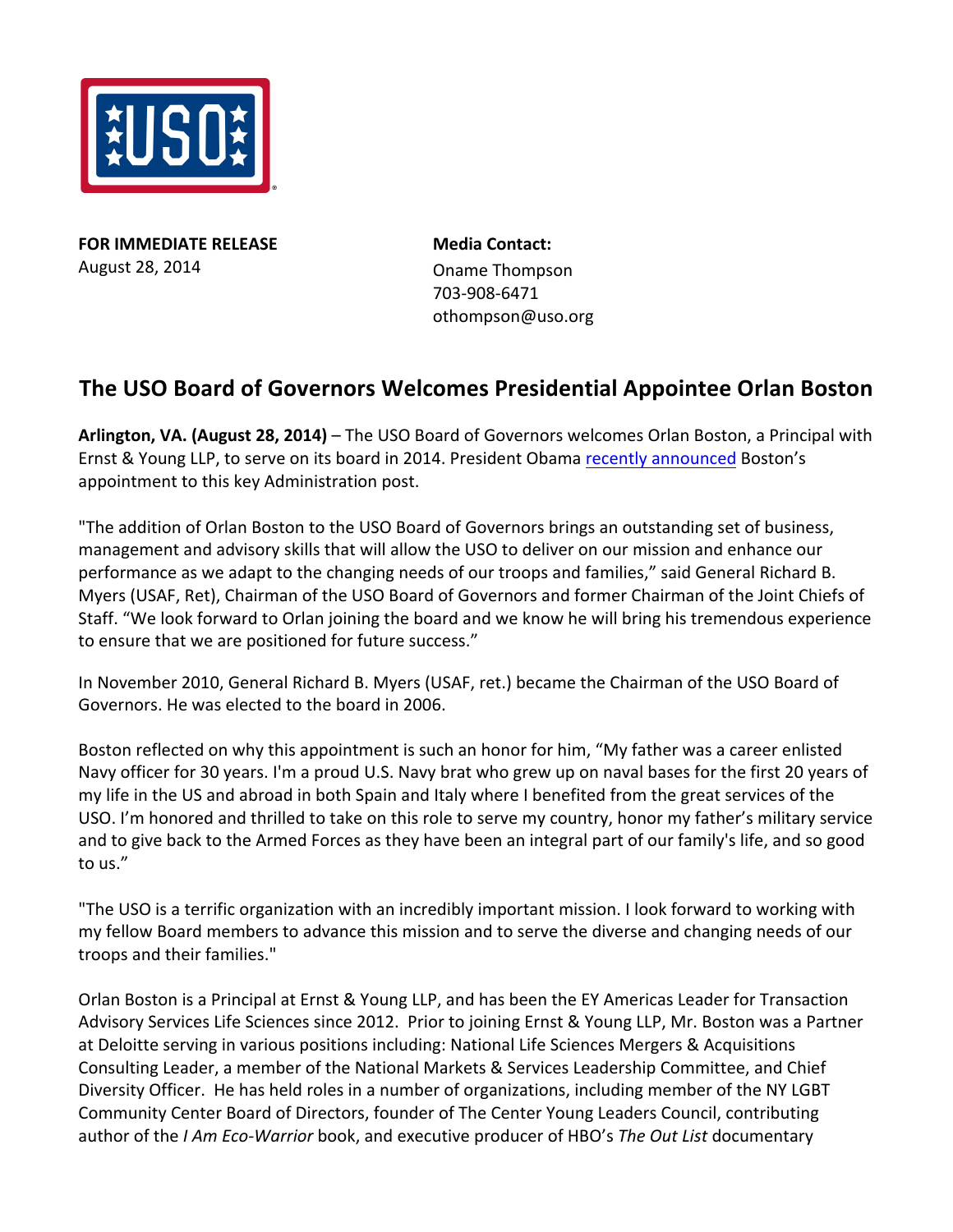**FOR IMMEDIATE RELEASE**
August 28, 2014

**Media Contact:**
Oname Thompson
703-908-6471
othompson@uso.org

## The USO Board of Governors Welcomes Presidential Appointee Orlan Boston

**Arlington, VA. (August 28, 2014)** – The USO Board of Governors welcomes Orlan Boston, a Principal with Ernst & Young LLP, to serve on its board in 2014. President Obama recently announced Boston's appointment to this key Administration post.

"The addition of Orlan Boston to the USO Board of Governors brings an outstanding set of business, management and advisory skills that will allow the USO to deliver on our mission and enhance our performance as we adapt to the changing needs of our troops and families," said General Richard B. Myers (USAF, Ret), Chairman of the USO Board of Governors and former Chairman of the Joint Chiefs of Staff. "We look forward to Orlan joining the board and we know he will bring his tremendous experience to ensure that we are positioned for future success."

In November 2010, General Richard B. Myers (USAF, ret.) became the Chairman of the USO Board of Governors. He was elected to the board in 2006.

Boston reflected on why this appointment is such an honor for him, "My father was a career enlisted Navy officer for 30 years. I'm a proud U.S. Navy brat who grew up on naval bases for the first 20 years of my life in the US and abroad in both Spain and Italy where I benefited from the great services of the USO. I'm honored and thrilled to take on this role to serve my country, honor my father's military service and to give back to the Armed Forces as they have been an integral part of our family's life, and so good to us."

"The USO is a terrific organization with an incredibly important mission. I look forward to working with my fellow Board members to advance this mission and to serve the diverse and changing needs of our troops and their families."

Orlan Boston is a Principal at Ernst & Young LLP, and has been the EY Americas Leader for Transaction Advisory Services Life Sciences since 2012. Prior to joining Ernst & Young LLP, Mr. Boston was a Partner at Deloitte serving in various positions including: National Life Sciences Mergers & Acquisitions Consulting Leader, a member of the National Markets & Services Leadership Committee, and Chief Diversity Officer. He has held roles in a number of organizations, including member of the NY LGBT Community Center Board of Directors, founder of The Center Young Leaders Council, contributing author of the *I Am Eco-Warrior* book, and executive producer of HBO's *The Out List* documentary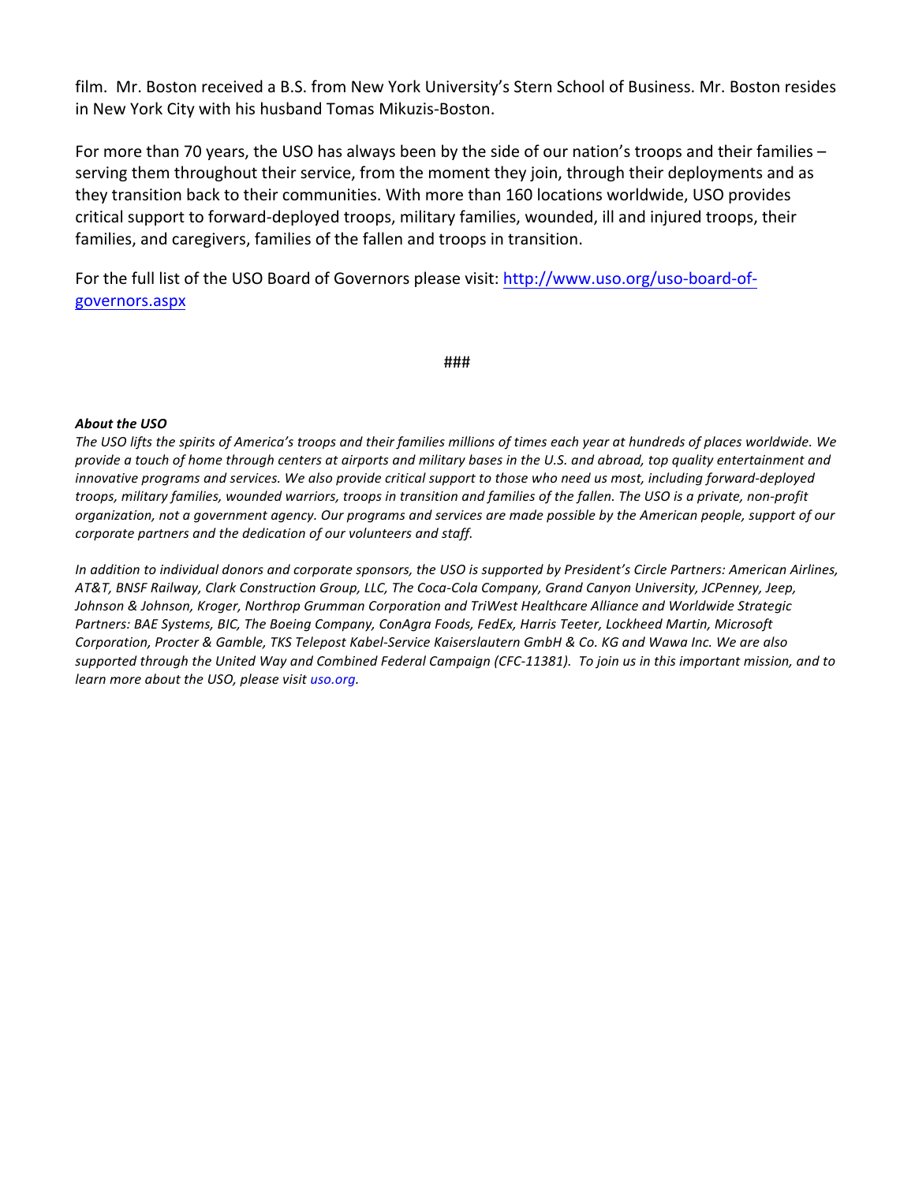film. Mr. Boston received a B.S. from New York University's Stern School of Business. Mr. Boston resides in New York City with his husband Tomas Mikuzis-Boston.

For more than 70 years, the USO has always been by the side of our nation's troops and their families – serving them throughout their service, from the moment they join, through their deployments and as they transition back to their communities. With more than 160 locations worldwide, USO provides critical support to forward-deployed troops, military families, wounded, ill and injured troops, their families, and caregivers, families of the fallen and troops in transition.

For the full list of the USO Board of Governors please visit: [http://www.uso.org/uso-board-of-governors.aspx](http://www.uso.org/uso-board-of-governors.aspx)

###

***About the USO***

*The USO lifts the spirits of America's troops and their families millions of times each year at hundreds of places worldwide. We provide a touch of home through centers at airports and military bases in the U.S. and abroad, top quality entertainment and innovative programs and services. We also provide critical support to those who need us most, including forward-deployed troops, military families, wounded warriors, troops in transition and families of the fallen. The USO is a private, non-profit organization, not a government agency. Our programs and services are made possible by the American people, support of our corporate partners and the dedication of our volunteers and staff.*

*In addition to individual donors and corporate sponsors, the USO is supported by President's Circle Partners: American Airlines, AT&T, BNSF Railway, Clark Construction Group, LLC, The Coca-Cola Company, Grand Canyon University, JCPenney, Jeep, Johnson & Johnson, Kroger, Northrop Grumman Corporation and TriWest Healthcare Alliance and Worldwide Strategic Partners: BAE Systems, BIC, The Boeing Company, ConAgra Foods, FedEx, Harris Teeter, Lockheed Martin, Microsoft Corporation, Procter & Gamble, TKS Telepost Kabel-Service Kaiserslautern GmbH & Co. KG and Wawa Inc. We are also supported through the United Way and Combined Federal Campaign (CFC-11381). To join us in this important mission, and to learn more about the USO, please visit [uso.org](http://uso.org).*